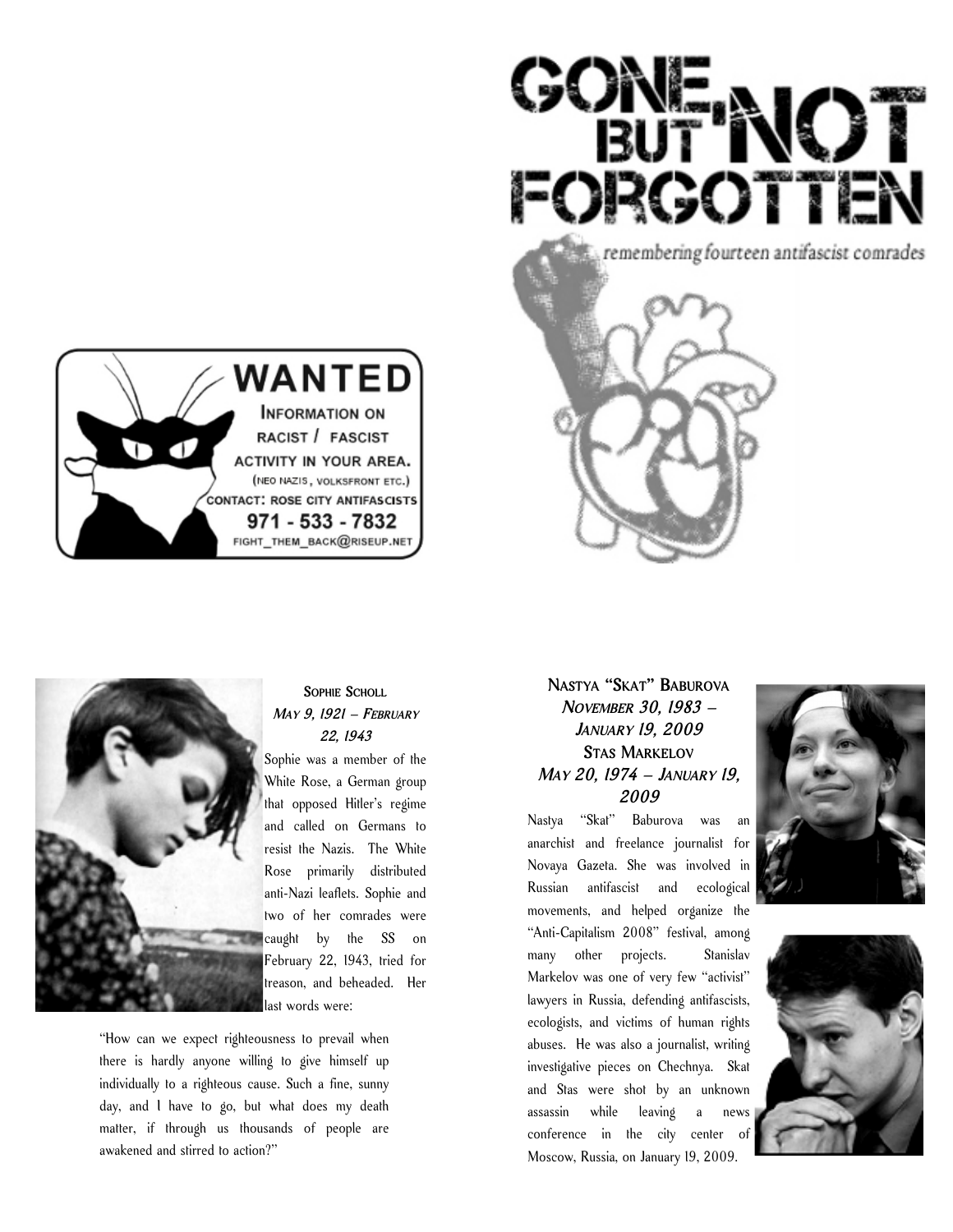# GONE, BUT NOT FORGOTTEN

*remembering fourteen antifascist comrades*

**WANTED**

INFORMATION ON RACIST / FASCIST ACTIVITY IN YOUR AREA.

(NEO NAZIS, VOLKSFRONT ETC.)

CONTACT: ROSE CITY ANTIFASCISTS

971 - 533 - 7832

FIGHT_THEM_BACK@RISEUP.NET

### Sophie Scholl

*May 9, 1921 – February 22, 1943*

Sophie was a member of the White Rose, a German group that opposed Hitler's regime and called on Germans to resist the Nazis. The White Rose primarily distributed anti-Nazi leaflets. Sophie and two of her comrades were caught by the SS on February 22, 1943, tried for treason, and beheaded. Her last words were:

"How can we expect righteousness to prevail when there is hardly anyone willing to give himself up individually to a righteous cause. Such a fine, sunny day, and I have to go, but what does my death matter, if through us thousands of people are awakened and stirred to action?"

### Nastya "Skat" Baburova

*November 30, 1983 – January 19, 2009*

### Stas Markelov

*May 20, 1974 – January 19, 2009*

Nastya "Skat" Baburova was an anarchist and freelance journalist for Novaya Gazeta. She was involved in Russian antifascist and ecological movements, and helped organize the "Anti-Capitalism 2008" festival, among many other projects. Stanislav Markelov was one of very few "activist" lawyers in Russia, defending antifascists, ecologists, and victims of human rights abuses. He was also a journalist, writing investigative pieces on Chechnya. Skat and Stas were shot by an unknown assassin while leaving a news conference in the city center of Moscow, Russia, on January 19, 2009.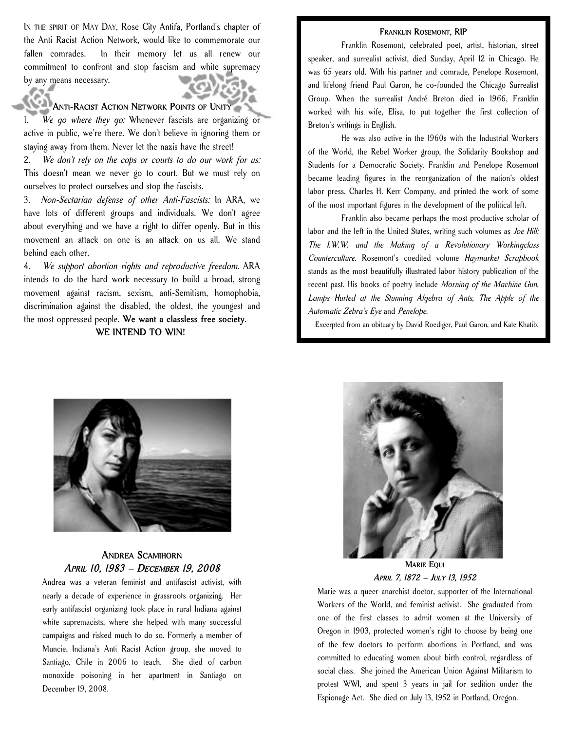In the spirit of May Day, Rose City Antifa, Portland's chapter of the Anti Racist Action Network, would like to commemorate our fallen comrades. In their memory let us all renew our commitment to confront and stop fascism and white supremacy by any means necessary.

## Anti-Racist Action Network Points of Unity

1. *We go where they go:* Whenever fascists are organizing or active in public, we're there. We don't believe in ignoring them or staying away from them. Never let the nazis have the street!
2. *We don't rely on the cops or courts to do our work for us:* This doesn't mean we never go to court. But we must rely on ourselves to protect ourselves and stop the fascists.
3. *Non-Sectarian defense of other Anti-Fascists:* In ARA, we have lots of different groups and individuals. We don't agree about everything and we have a right to differ openly. But in this movement an attack on one is an attack on us all. We stand behind each other.
4. *We support abortion rights and reproductive freedom.* ARA intends to do the hard work necessary to build a broad, strong movement against racism, sexism, anti-Semitism, homophobia, discrimination against the disabled, the oldest, the youngest and the most oppressed people. **We want a classless free society.**

**WE INTEND TO WIN!**

## Franklin Rosemont, RIP

Franklin Rosemont, celebrated poet, artist, historian, street speaker, and surrealist activist, died Sunday, April 12 in Chicago. He was 65 years old. With his partner and comrade, Penelope Rosemont, and lifelong friend Paul Garon, he co-founded the Chicago Surrealist Group. When the surrealist André Breton died in 1966, Franklin worked with his wife, Elisa, to put together the first collection of Breton's writings in English.

He was also active in the 1960s with the Industrial Workers of the World, the Rebel Worker group, the Solidarity Bookshop and Students for a Democratic Society. Franklin and Penelope Rosemont became leading figures in the reorganization of the nation's oldest labor press, Charles H. Kerr Company, and printed the work of some of the most important figures in the development of the political left.

Franklin also became perhaps the most productive scholar of labor and the left in the United States, writing such volumes as *Joe Hill: The I.W.W. and the Making of a Revolutionary Workingclass Counterculture*. Rosemont's coedited volume *Haymarket Scrapbook* stands as the most beautifully illustrated labor history publication of the recent past. His books of poetry include *Morning of the Machine Gun, Lamps Hurled at the Stunning Algebra of Ants, The Apple of the Automatic Zebra's Eye* and *Penelope*.

Excerpted from an obituary by David Roediger, Paul Garon, and Kate Khatib.

## Andrea Scamihorn

*April 10, 1983 – December 19, 2008*

Andrea was a veteran feminist and antifascist activist, with nearly a decade of experience in grassroots organizing. Her early antifascist organizing took place in rural Indiana against white supremacists, where she helped with many successful campaigns and risked much to do so. Formerly a member of Muncie, Indiana's Anti Racist Action group, she moved to Santiago, Chile in 2006 to teach. She died of carbon monoxide poisoning in her apartment in Santiago on December 19, 2008.

## Marie Equi

*April 7, 1872 – July 13, 1952*

Marie was a queer anarchist doctor, supporter of the International Workers of the World, and feminist activist. She graduated from one of the first classes to admit women at the University of Oregon in 1903, protected women's right to choose by being one of the few doctors to perform abortions in Portland, and was committed to educating women about birth control, regardless of social class. She joined the American Union Against Militarism to protest WWI, and spent 3 years in jail for sedition under the Espionage Act. She died on July 13, 1952 in Portland, Oregon.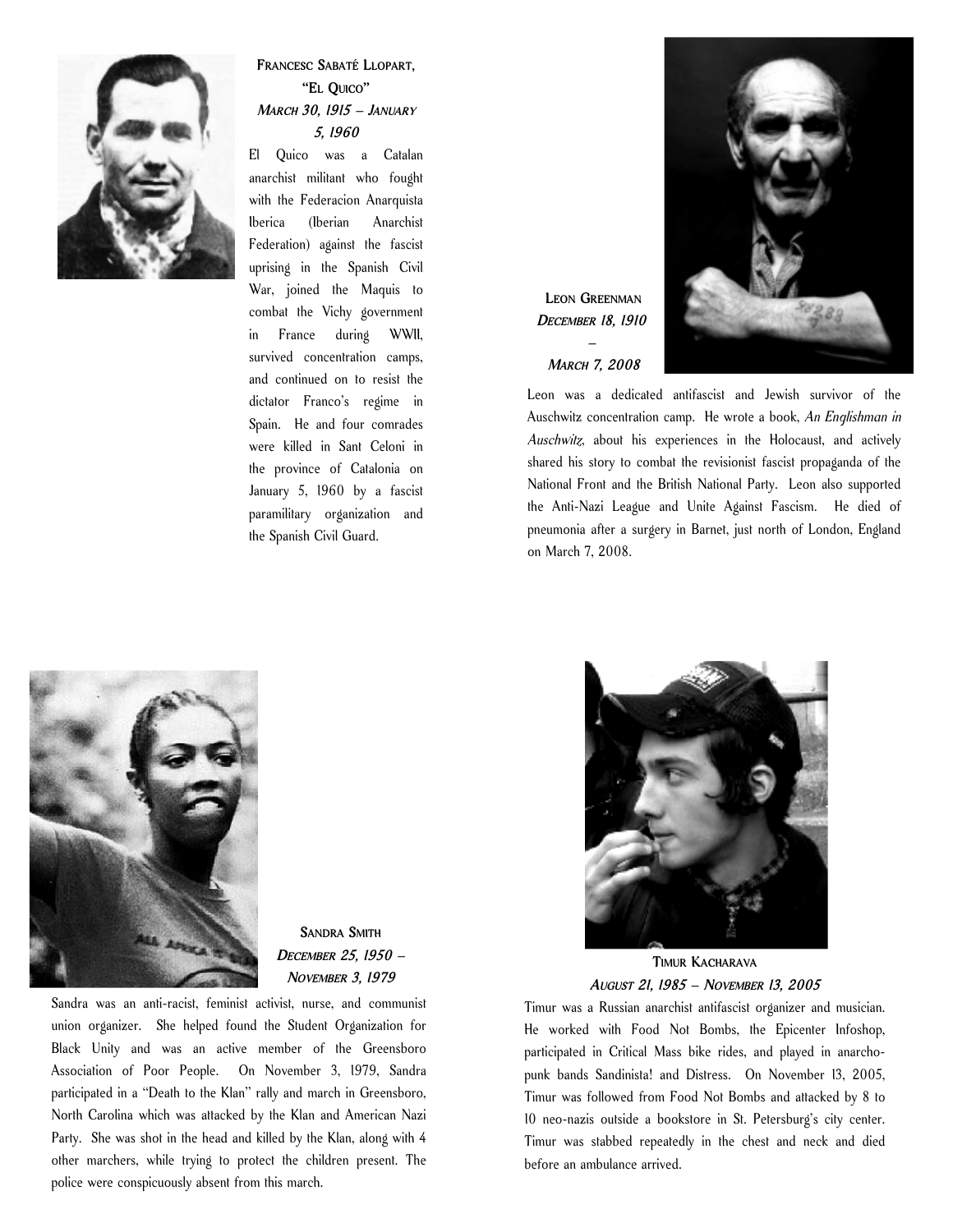## Francesc Sabaté Llopart, "El Quico"

*March 30, 1915 – January 5, 1960*

El Quico was a Catalan anarchist militant who fought with the Federacion Anarquista Iberica (Iberian Anarchist Federation) against the fascist uprising in the Spanish Civil War, joined the Maquis to combat the Vichy government in France during WWII, survived concentration camps, and continued on to resist the dictator Franco's regime in Spain. He and four comrades were killed in Sant Celoni in the province of Catalonia on January 5, 1960 by a fascist paramilitary organization and the Spanish Civil Guard.

## Leon Greenman

*December 18, 1910 – March 7, 2008*

Leon was a dedicated antifascist and Jewish survivor of the Auschwitz concentration camp. He wrote a book, *An Englishman in Auschwitz*, about his experiences in the Holocaust, and actively shared his story to combat the revisionist fascist propaganda of the National Front and the British National Party. Leon also supported the Anti-Nazi League and Unite Against Fascism. He died of pneumonia after a surgery in Barnet, just north of London, England on March 7, 2008.

## Sandra Smith

*December 25, 1950 – November 3, 1979*

Sandra was an anti-racist, feminist activist, nurse, and communist union organizer. She helped found the Student Organization for Black Unity and was an active member of the Greensboro Association of Poor People. On November 3, 1979, Sandra participated in a "Death to the Klan" rally and march in Greensboro, North Carolina which was attacked by the Klan and American Nazi Party. She was shot in the head and killed by the Klan, along with 4 other marchers, while trying to protect the children present. The police were conspicuously absent from this march.

## Timur Kacharava

*August 21, 1985 – November 13, 2005*

Timur was a Russian anarchist antifascist organizer and musician. He worked with Food Not Bombs, the Epicenter Infoshop, participated in Critical Mass bike rides, and played in anarcho-punk bands Sandinista! and Distress. On November 13, 2005, Timur was followed from Food Not Bombs and attacked by 8 to 10 neo-nazis outside a bookstore in St. Petersburg's city center. Timur was stabbed repeatedly in the chest and neck and died before an ambulance arrived.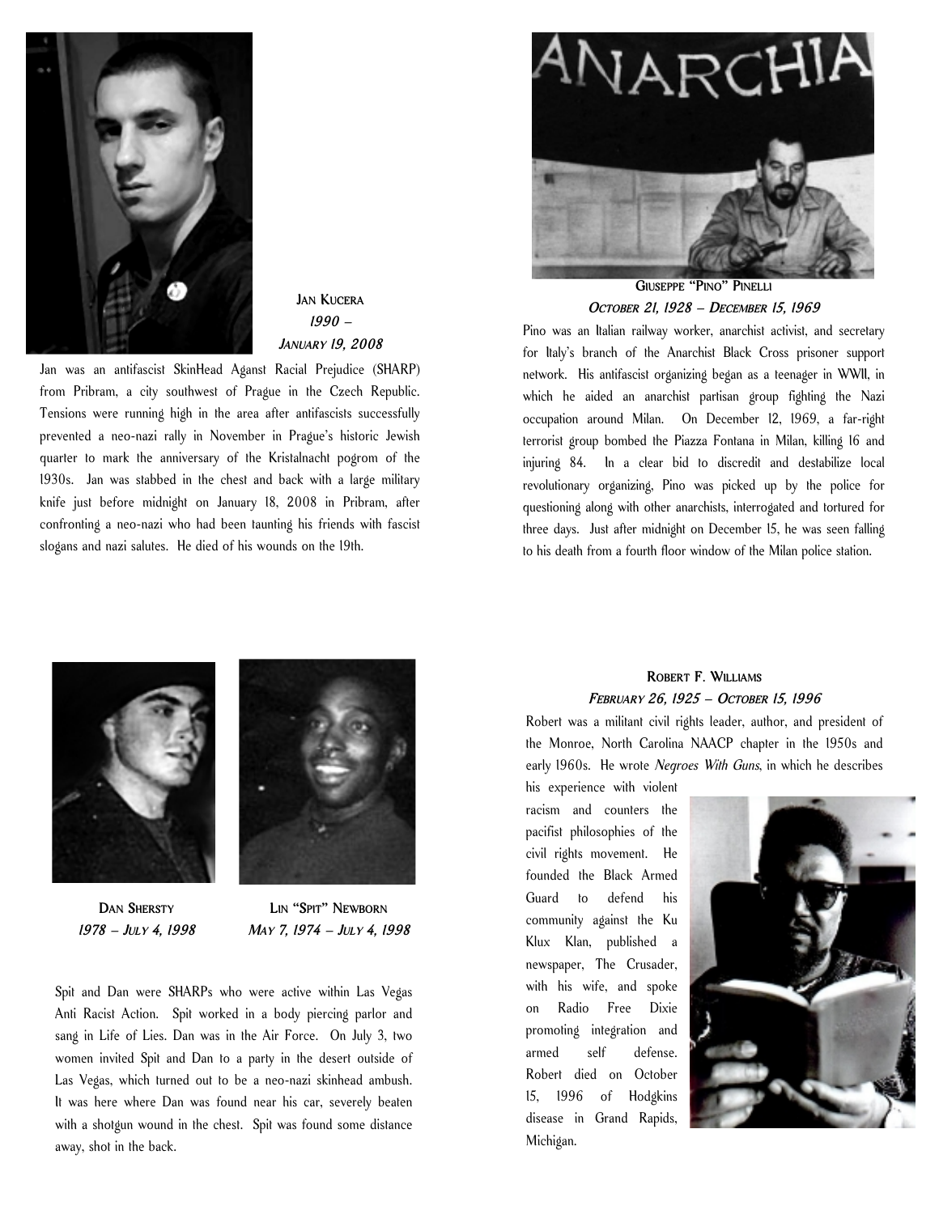### Jan Kucera

*1990 – January 19, 2008*

Jan was an antifascist SkinHead Aganst Racial Prejudice (SHARP) from Pribram, a city southwest of Prague in the Czech Republic. Tensions were running high in the area after antifascists successfully prevented a neo-nazi rally in November in Prague's historic Jewish quarter to mark the anniversary of the Kristalnacht pogrom of the 1930s. Jan was stabbed in the chest and back with a large military knife just before midnight on January 18, 2008 in Pribram, after confronting a neo-nazi who had been taunting his friends with fascist slogans and nazi salutes. He died of his wounds on the 19th.

### Giuseppe "Pino" Pinelli

*October 21, 1928 – December 15, 1969*

Pino was an Italian railway worker, anarchist activist, and secretary for Italy's branch of the Anarchist Black Cross prisoner support network. His antifascist organizing began as a teenager in WWII, in which he aided an anarchist partisan group fighting the Nazi occupation around Milan. On December 12, 1969, a far-right terrorist group bombed the Piazza Fontana in Milan, killing 16 and injuring 84. In a clear bid to discredit and destabilize local revolutionary organizing, Pino was picked up by the police for questioning along with other anarchists, interrogated and tortured for three days. Just after midnight on December 15, he was seen falling to his death from a fourth floor window of the Milan police station.

### Dan Shersty

*1978 – July 4, 1998*

### Lin "Spit" Newborn

*May 7, 1974 – July 4, 1998*

Spit and Dan were SHARPs who were active within Las Vegas Anti Racist Action. Spit worked in a body piercing parlor and sang in Life of Lies. Dan was in the Air Force. On July 3, two women invited Spit and Dan to a party in the desert outside of Las Vegas, which turned out to be a neo-nazi skinhead ambush. It was here where Dan was found near his car, severely beaten with a shotgun wound in the chest. Spit was found some distance away, shot in the back.

### Robert F. Williams

*February 26, 1925 – October 15, 1996*

Robert was a militant civil rights leader, author, and president of the Monroe, North Carolina NAACP chapter in the 1950s and early 1960s. He wrote *Negroes With Guns*, in which he describes his experience with violent racism and counters the pacifist philosophies of the civil rights movement. He founded the Black Armed Guard to defend his community against the Ku Klux Klan, published a newspaper, The Crusader, with his wife, and spoke on Radio Free Dixie promoting integration and armed self defense. Robert died on October 15, 1996 of Hodgkins disease in Grand Rapids, Michigan.